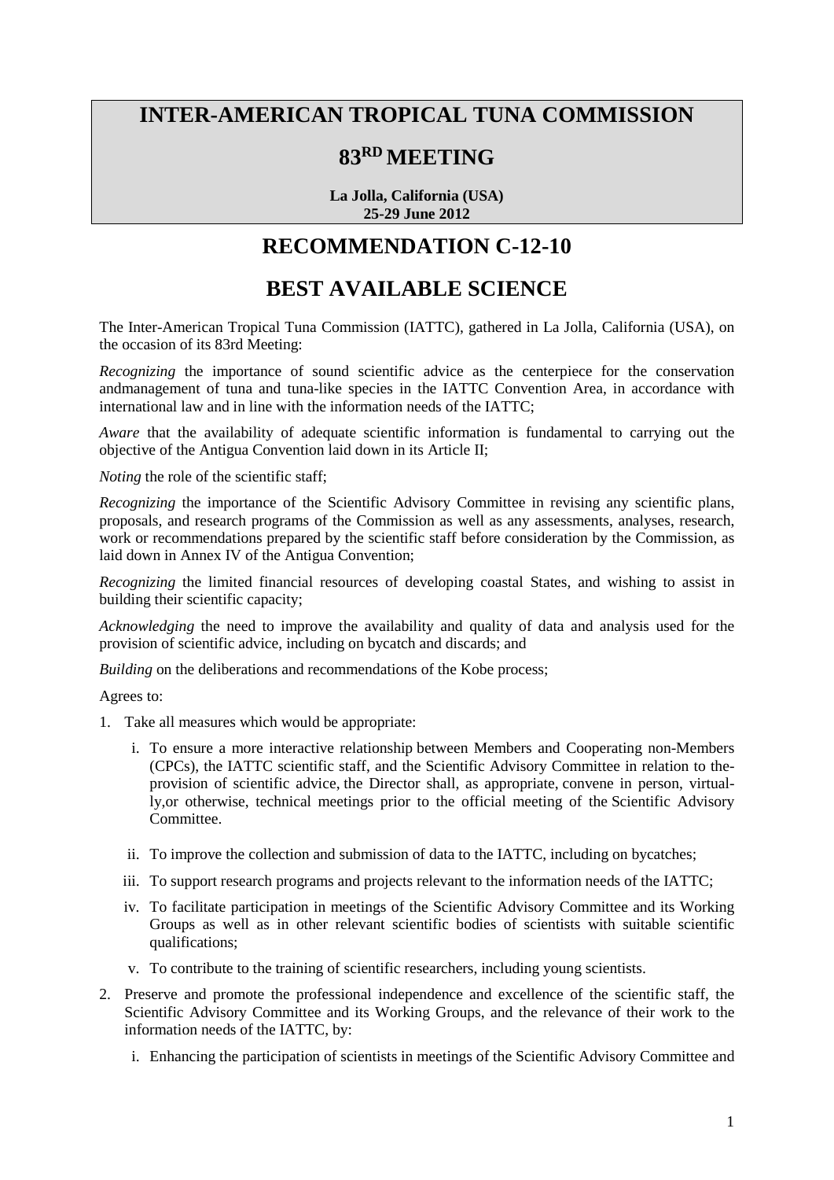# INTER-AMERICAN TROPICAL TUNA COMMISSION

# 83RD MEETING

**La Jolla, California (USA)**
**25-29 June 2012**

## RECOMMENDATION C-12-10

## BEST AVAILABLE SCIENCE

The Inter-American Tropical Tuna Commission (IATTC), gathered in La Jolla, California (USA), on the occasion of its 83rd Meeting:

*Recognizing* the importance of sound scientific advice as the centerpiece for the conservation andmanagement of tuna and tuna-like species in the IATTC Convention Area, in accordance with international law and in line with the information needs of the IATTC;

*Aware* that the availability of adequate scientific information is fundamental to carrying out the objective of the Antigua Convention laid down in its Article II;

*Noting* the role of the scientific staff;

*Recognizing* the importance of the Scientific Advisory Committee in revising any scientific plans, proposals, and research programs of the Commission as well as any assessments, analyses, research, work or recommendations prepared by the scientific staff before consideration by the Commission, as laid down in Annex IV of the Antigua Convention;

*Recognizing* the limited financial resources of developing coastal States, and wishing to assist in building their scientific capacity;

*Acknowledging* the need to improve the availability and quality of data and analysis used for the provision of scientific advice, including on bycatch and discards; and

*Building* on the deliberations and recommendations of the Kobe process;

Agrees to:

1. Take all measures which would be appropriate:
   - i. To ensure a more interactive relationship between Members and Cooperating non-Members (CPCs), the IATTC scientific staff, and the Scientific Advisory Committee in relation to the-provision of scientific advice, the Director shall, as appropriate, convene in person, virtually,or otherwise, technical meetings prior to the official meeting of the Scientific Advisory Committee.
   - ii. To improve the collection and submission of data to the IATTC, including on bycatches;
   - iii. To support research programs and projects relevant to the information needs of the IATTC;
   - iv. To facilitate participation in meetings of the Scientific Advisory Committee and its Working Groups as well as in other relevant scientific bodies of scientists with suitable scientific qualifications;
   - v. To contribute to the training of scientific researchers, including young scientists.
2. Preserve and promote the professional independence and excellence of the scientific staff, the Scientific Advisory Committee and its Working Groups, and the relevance of their work to the information needs of the IATTC, by:
   - i. Enhancing the participation of scientists in meetings of the Scientific Advisory Committee and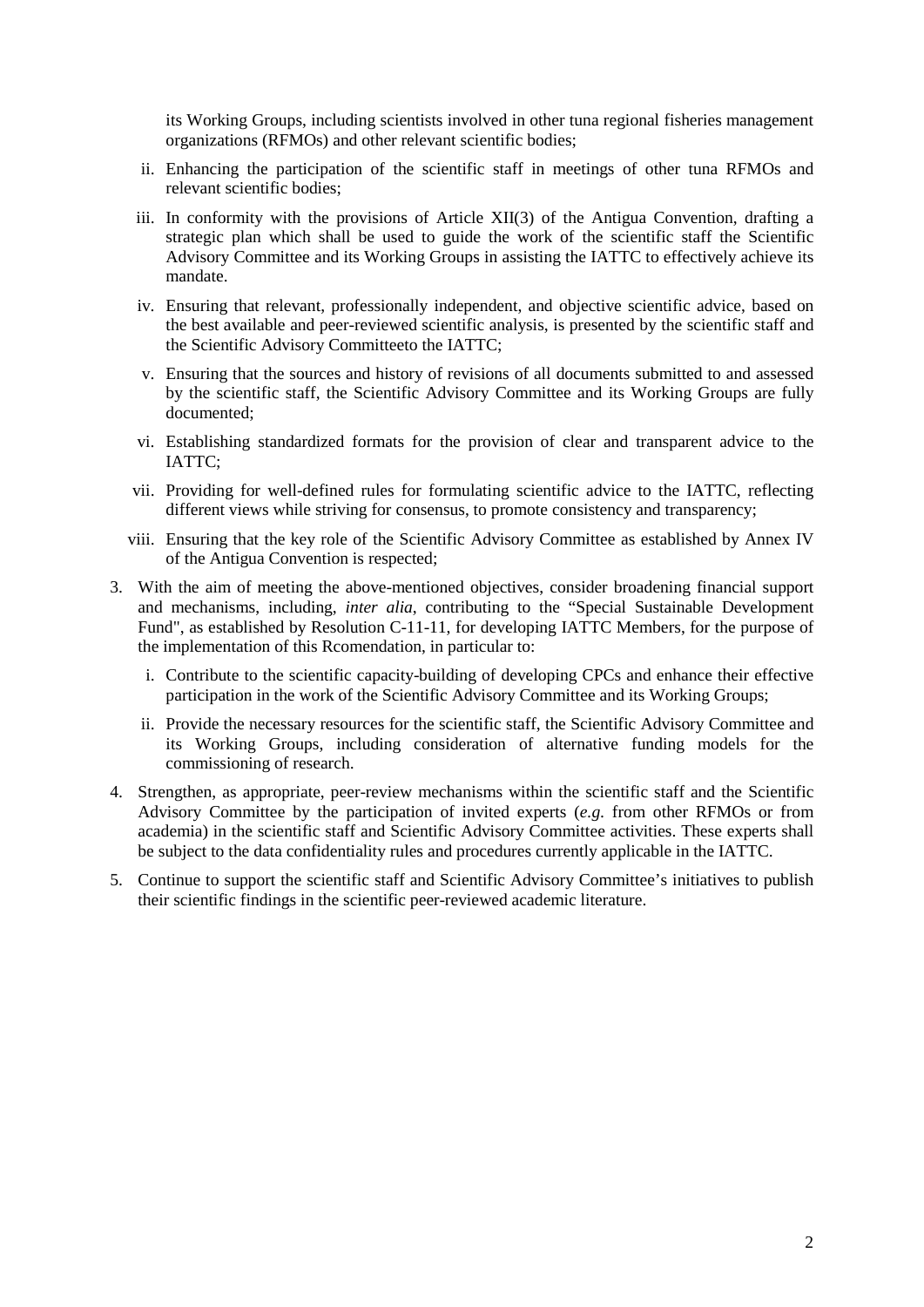its Working Groups, including scientists involved in other tuna regional fisheries management organizations (RFMOs) and other relevant scientific bodies;

ii. Enhancing the participation of the scientific staff in meetings of other tuna RFMOs and relevant scientific bodies;

iii. In conformity with the provisions of Article XII(3) of the Antigua Convention, drafting a strategic plan which shall be used to guide the work of the scientific staff the Scientific Advisory Committee and its Working Groups in assisting the IATTC to effectively achieve its mandate.

iv. Ensuring that relevant, professionally independent, and objective scientific advice, based on the best available and peer-reviewed scientific analysis, is presented by the scientific staff and the Scientific Advisory Committeeto the IATTC;

v. Ensuring that the sources and history of revisions of all documents submitted to and assessed by the scientific staff, the Scientific Advisory Committee and its Working Groups are fully documented;

vi. Establishing standardized formats for the provision of clear and transparent advice to the IATTC;

vii. Providing for well-defined rules for formulating scientific advice to the IATTC, reflecting different views while striving for consensus, to promote consistency and transparency;

viii. Ensuring that the key role of the Scientific Advisory Committee as established by Annex IV of the Antigua Convention is respected;

3. With the aim of meeting the above-mentioned objectives, consider broadening financial support and mechanisms, including, *inter alia*, contributing to the "Special Sustainable Development Fund", as established by Resolution C-11-11, for developing IATTC Members, for the purpose of the implementation of this Rcomendation, in particular to:

   i. Contribute to the scientific capacity-building of developing CPCs and enhance their effective participation in the work of the Scientific Advisory Committee and its Working Groups;

   ii. Provide the necessary resources for the scientific staff, the Scientific Advisory Committee and its Working Groups, including consideration of alternative funding models for the commissioning of research.

4. Strengthen, as appropriate, peer-review mechanisms within the scientific staff and the Scientific Advisory Committee by the participation of invited experts (*e.g.* from other RFMOs or from academia) in the scientific staff and Scientific Advisory Committee activities. These experts shall be subject to the data confidentiality rules and procedures currently applicable in the IATTC.

5. Continue to support the scientific staff and Scientific Advisory Committee's initiatives to publish their scientific findings in the scientific peer-reviewed academic literature.